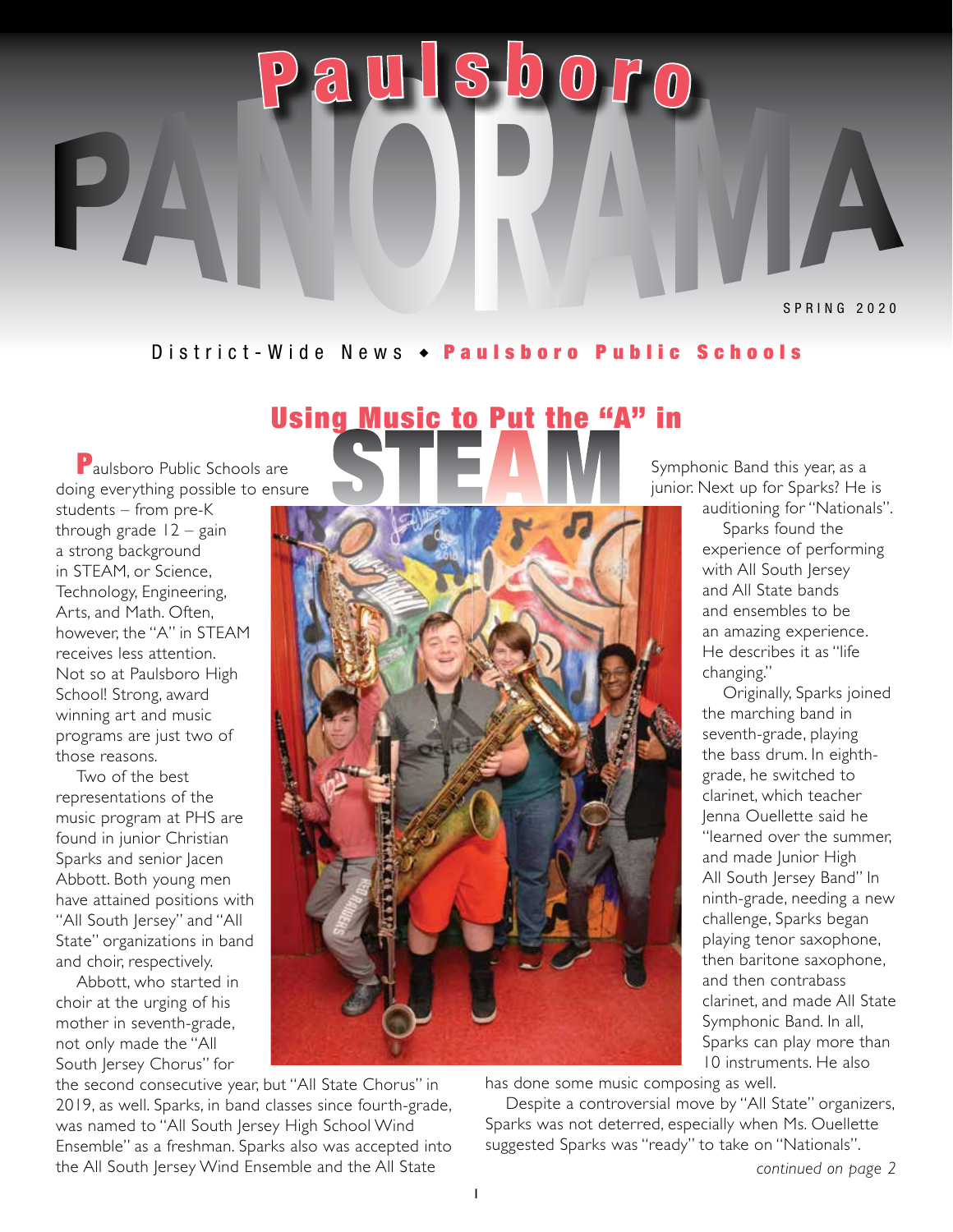# Paulsboro PANORAMA

SPRING 2020

District-Wide News ◆ **Paulsboro Public Schools**

## Using Music to Put the "A" in STEAM

Paulsboro Public Schools are doing everything possible to ensure students – from pre-K through grade 12 – gain a strong background in STEAM, or Science, Technology, Engineering, Arts, and Math. Often, however, the "A" in STEAM receives less attention. Not so at Paulsboro High School! Strong, award winning art and music programs are just two of those reasons.

Two of the best representations of the music program at PHS are found in junior Christian Sparks and senior Jacen Abbott. Both young men have attained positions with "All South Jersey" and "All State" organizations in band and choir, respectively.

Abbott, who started in choir at the urging of his mother in seventh-grade, not only made the "All South Jersey Chorus" for the second consecutive year, but "All State Chorus" in 2019, as well. Sparks, in band classes since fourth-grade, was named to "All South Jersey High School Wind Ensemble" as a freshman. Sparks also was accepted into the All South Jersey Wind Ensemble and the All State Symphonic Band this year, as a junior. Next up for Sparks? He is auditioning for "Nationals".

Sparks found the experience of performing with All South Jersey and All State bands and ensembles to be an amazing experience. He describes it as "life changing."

Originally, Sparks joined the marching band in seventh-grade, playing the bass drum. In eighth-grade, he switched to clarinet, which teacher Jenna Ouellette said he "learned over the summer, and made Junior High All South Jersey Band" In ninth-grade, needing a new challenge, Sparks began playing tenor saxophone, then baritone saxophone, and then contrabass clarinet, and made All State Symphonic Band. In all, Sparks can play more than 10 instruments. He also has done some music composing as well.

Despite a controversial move by "All State" organizers, Sparks was not deterred, especially when Ms. Ouellette suggested Sparks was "ready" to take on "Nationals".

*continued on page 2*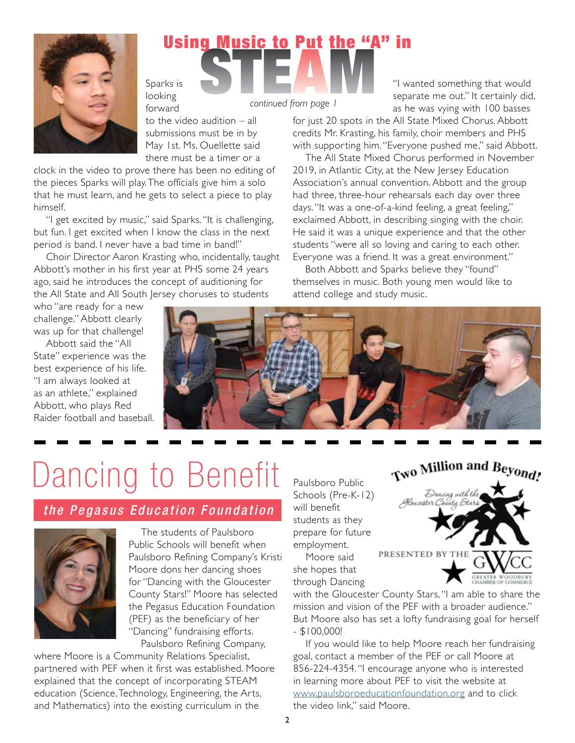# Using Music to Put the "A" in STEAM

*continued from page 1*

Sparks is looking forward to the video audition – all submissions must be in by May 1st. Ms. Ouellette said there must be a timer or a clock in the video to prove there has been no editing of the pieces Sparks will play. The officials give him a solo that he must learn, and he gets to select a piece to play himself.

"I get excited by music," said Sparks. "It is challenging, but fun. I get excited when I know the class in the next period is band. I never have a bad time in band!"

Choir Director Aaron Krasting who, incidentally, taught Abbott's mother in his first year at PHS some 24 years ago, said he introduces the concept of auditioning for the All State and All South Jersey choruses to students who "are ready for a new challenge." Abbott clearly was up for that challenge!

Abbott said the "All State" experience was the best experience of his life. "I am always looked at as an athlete," explained Abbott, who plays Red Raider football and baseball. "I wanted something that would separate me out." It certainly did, as he was vying with 100 basses for just 20 spots in the All State Mixed Chorus. Abbott credits Mr. Krasting, his family, choir members and PHS with supporting him. "Everyone pushed me," said Abbott.

The All State Mixed Chorus performed in November 2019, in Atlantic City, at the New Jersey Education Association's annual convention. Abbott and the group had three, three-hour rehearsals each day over three days. "It was a one-of-a-kind feeling, a great feeling," exclaimed Abbott, in describing singing with the choir. He said it was a unique experience and that the other students "were all so loving and caring to each other. Everyone was a friend. It was a great environment."

Both Abbott and Sparks believe they "found" themselves in music. Both young men would like to attend college and study music.

# Dancing to Benefit

## the Pegasus Education Foundation

The students of Paulsboro Public Schools will benefit when Paulsboro Refining Company's Kristi Moore dons her dancing shoes for "Dancing with the Gloucester County Stars!" Moore has selected the Pegasus Education Foundation (PEF) as the beneficiary of her "Dancing" fundraising efforts.

Paulsboro Refining Company, where Moore is a Community Relations Specialist, partnered with PEF when it first was established. Moore explained that the concept of incorporating STEAM education (Science, Technology, Engineering, the Arts, and Mathematics) into the existing curriculum in the Paulsboro Public Schools (Pre-K-12) will benefit students as they prepare for future employment.

Two Million and Beyond! Dancing with the Gloucester County Stars. PRESENTED BY THE GWCC Greater Woodbury Chamber of Commerce

Moore said she hopes that through Dancing with the Gloucester County Stars, "I am able to share the mission and vision of the PEF with a broader audience." But Moore also has set a lofty fundraising goal for herself - $100,000!

If you would like to help Moore reach her fundraising goal, contact a member of the PEF or call Moore at 856-224-4354. "I encourage anyone who is interested in learning more about PEF to visit the website at www.paulsboroeducationfoundation.org and to click the video link," said Moore.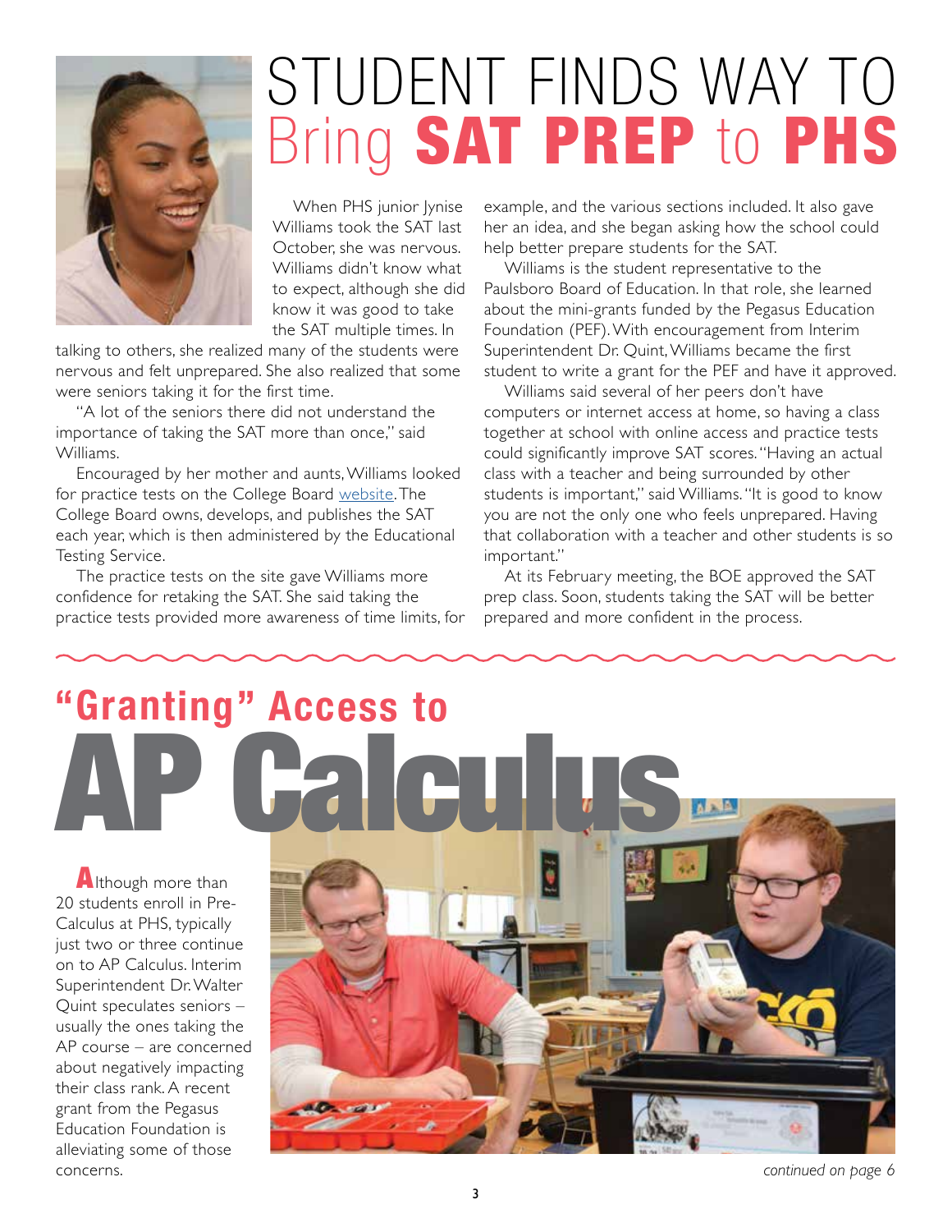# STUDENT FINDS WAY TO Bring **SAT PREP** to **PHS**

When PHS junior Jynise Williams took the SAT last October, she was nervous. Williams didn't know what to expect, although she did know it was good to take the SAT multiple times. In talking to others, she realized many of the students were nervous and felt unprepared. She also realized that some were seniors taking it for the first time.

"A lot of the seniors there did not understand the importance of taking the SAT more than once," said Williams.

Encouraged by her mother and aunts, Williams looked for practice tests on the College Board website. The College Board owns, develops, and publishes the SAT each year, which is then administered by the Educational Testing Service.

The practice tests on the site gave Williams more confidence for retaking the SAT. She said taking the practice tests provided more awareness of time limits, for example, and the various sections included. It also gave her an idea, and she began asking how the school could help better prepare students for the SAT.

Williams is the student representative to the Paulsboro Board of Education. In that role, she learned about the mini-grants funded by the Pegasus Education Foundation (PEF). With encouragement from Interim Superintendent Dr. Quint, Williams became the first student to write a grant for the PEF and have it approved.

Williams said several of her peers don't have computers or internet access at home, so having a class together at school with online access and practice tests could significantly improve SAT scores. "Having an actual class with a teacher and being surrounded by other students is important," said Williams. "It is good to know you are not the only one who feels unprepared. Having that collaboration with a teacher and other students is so important."

At its February meeting, the BOE approved the SAT prep class. Soon, students taking the SAT will be better prepared and more confident in the process.

# "Granting" Access to AP Calculus

Although more than 20 students enroll in Pre-Calculus at PHS, typically just two or three continue on to AP Calculus. Interim Superintendent Dr. Walter Quint speculates seniors – usually the ones taking the AP course – are concerned about negatively impacting their class rank. A recent grant from the Pegasus Education Foundation is alleviating some of those concerns.

*continued on page 6*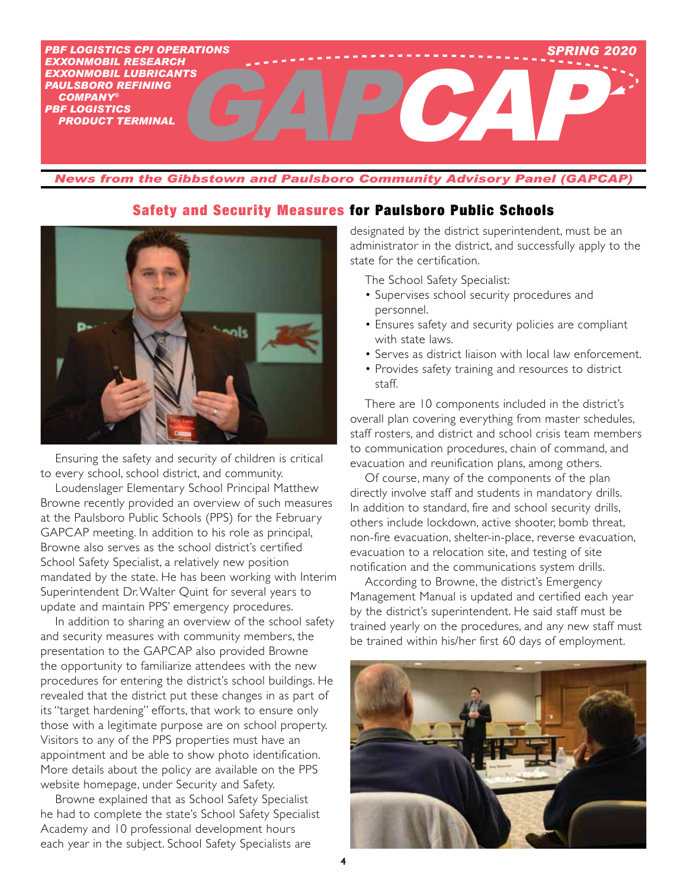PBF LOGISTICS CPI OPERATIONS
EXXONMOBIL RESEARCH
EXXONMOBIL LUBRICANTS
PAULSBORO REFINING COMPANY®
PBF LOGISTICS PRODUCT TERMINAL

SPRING 2020

# GAPCAP

*News from the Gibbstown and Paulsboro Community Advisory Panel (GAPCAP)*

## Safety and Security Measures for Paulsboro Public Schools

Ensuring the safety and security of children is critical to every school, school district, and community.

Loudenslager Elementary School Principal Matthew Browne recently provided an overview of such measures at the Paulsboro Public Schools (PPS) for the February GAPCAP meeting. In addition to his role as principal, Browne also serves as the school district's certified School Safety Specialist, a relatively new position mandated by the state. He has been working with Interim Superintendent Dr. Walter Quint for several years to update and maintain PPS' emergency procedures.

In addition to sharing an overview of the school safety and security measures with community members, the presentation to the GAPCAP also provided Browne the opportunity to familiarize attendees with the new procedures for entering the district's school buildings. He revealed that the district put these changes in as part of its "target hardening" efforts, that work to ensure only those with a legitimate purpose are on school property. Visitors to any of the PPS properties must have an appointment and be able to show photo identification. More details about the policy are available on the PPS website homepage, under Security and Safety.

Browne explained that as School Safety Specialist he had to complete the state's School Safety Specialist Academy and 10 professional development hours each year in the subject. School Safety Specialists are designated by the district superintendent, must be an administrator in the district, and successfully apply to the state for the certification.

The School Safety Specialist:

- Supervises school security procedures and personnel.
- Ensures safety and security policies are compliant with state laws.
- Serves as district liaison with local law enforcement.
- Provides safety training and resources to district staff.

There are 10 components included in the district's overall plan covering everything from master schedules, staff rosters, and district and school crisis team members to communication procedures, chain of command, and evacuation and reunification plans, among others.

Of course, many of the components of the plan directly involve staff and students in mandatory drills. In addition to standard, fire and school security drills, others include lockdown, active shooter, bomb threat, non-fire evacuation, shelter-in-place, reverse evacuation, evacuation to a relocation site, and testing of site notification and the communications system drills.

According to Browne, the district's Emergency Management Manual is updated and certified each year by the district's superintendent. He said staff must be trained yearly on the procedures, and any new staff must be trained within his/her first 60 days of employment.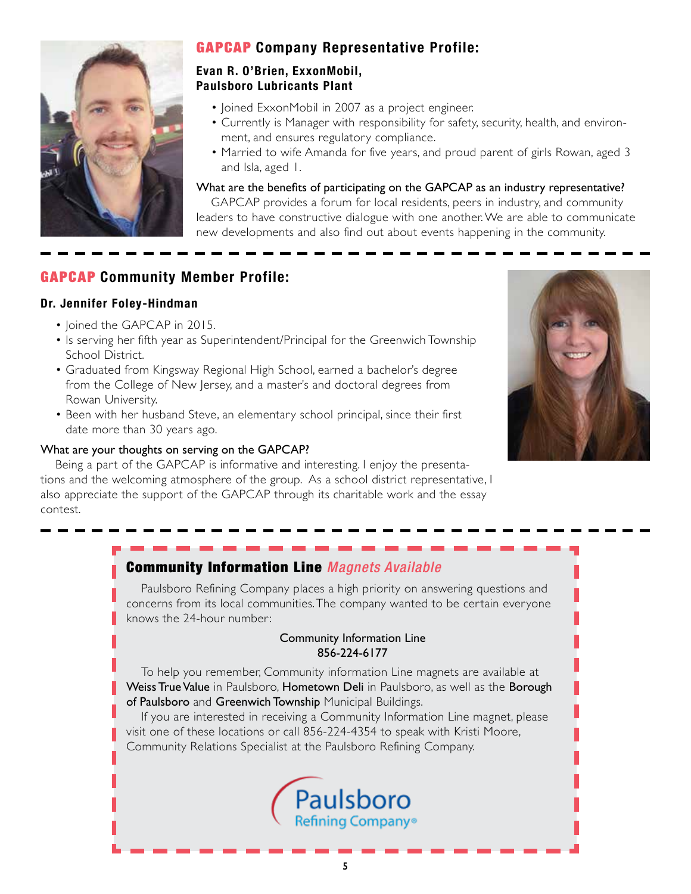## GAPCAP Company Representative Profile:

### Evan R. O'Brien, ExxonMobil, Paulsboro Lubricants Plant

- Joined ExxonMobil in 2007 as a project engineer.
- Currently is Manager with responsibility for safety, security, health, and environment, and ensures regulatory compliance.
- Married to wife Amanda for five years, and proud parent of girls Rowan, aged 3 and Isla, aged 1.

What are the benefits of participating on the GAPCAP as an industry representative?

GAPCAP provides a forum for local residents, peers in industry, and community leaders to have constructive dialogue with one another. We are able to communicate new developments and also find out about events happening in the community.

---

## GAPCAP Community Member Profile:

### Dr. Jennifer Foley-Hindman

- Joined the GAPCAP in 2015.
- Is serving her fifth year as Superintendent/Principal for the Greenwich Township School District.
- Graduated from Kingsway Regional High School, earned a bachelor's degree from the College of New Jersey, and a master's and doctoral degrees from Rowan University.
- Been with her husband Steve, an elementary school principal, since their first date more than 30 years ago.

What are your thoughts on serving on the GAPCAP?

Being a part of the GAPCAP is informative and interesting. I enjoy the presentations and the welcoming atmosphere of the group. As a school district representative, I also appreciate the support of the GAPCAP through its charitable work and the essay contest.

---

## Community Information Line *Magnets Available*

Paulsboro Refining Company places a high priority on answering questions and concerns from its local communities. The company wanted to be certain everyone knows the 24-hour number:

Community Information Line
856-224-6177

To help you remember, Community information Line magnets are available at **Weiss True Value** in Paulsboro, **Hometown Deli** in Paulsboro, as well as the **Borough of Paulsboro** and **Greenwich Township** Municipal Buildings.

If you are interested in receiving a Community Information Line magnet, please visit one of these locations or call 856-224-4354 to speak with Kristi Moore, Community Relations Specialist at the Paulsboro Refining Company.

Paulsboro Refining Company®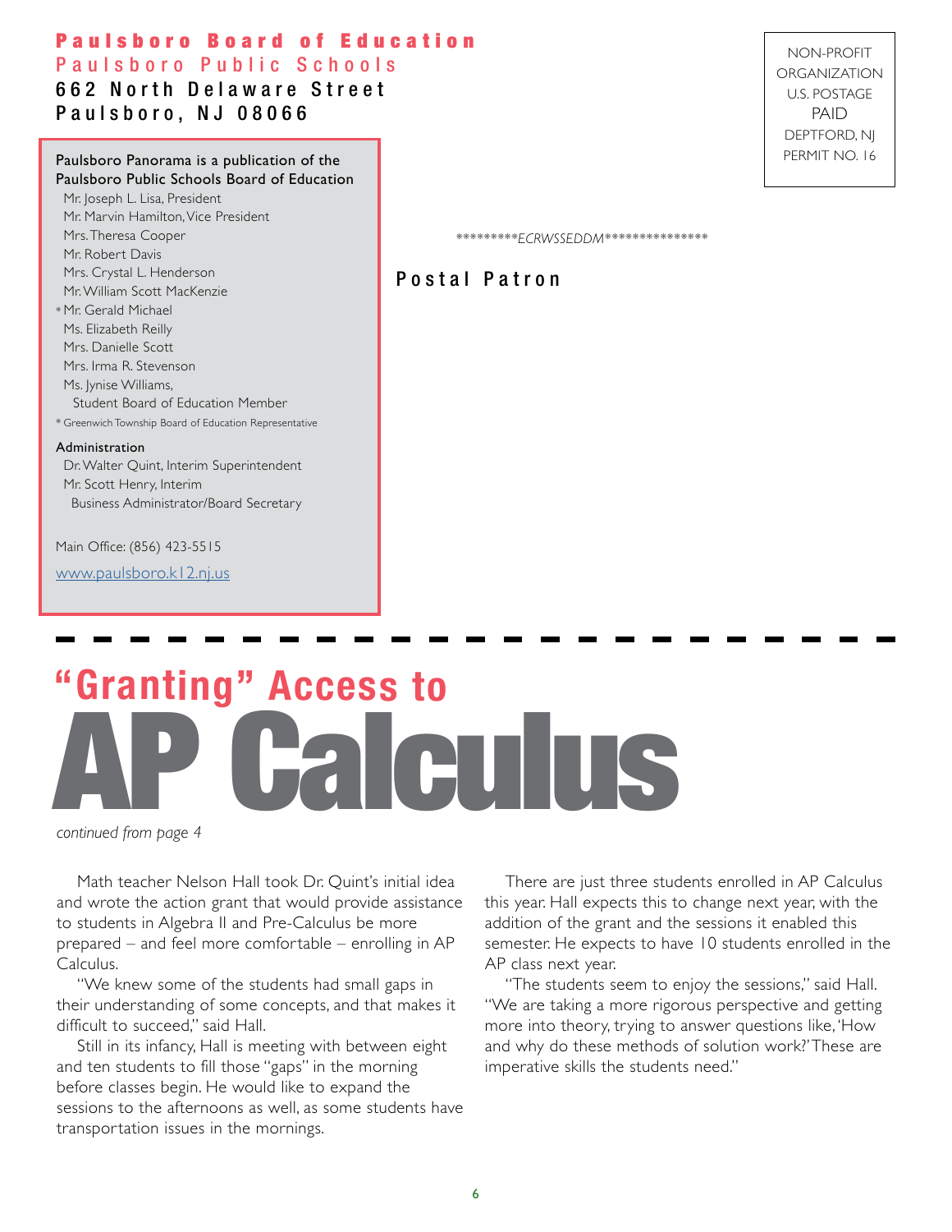**Paulsboro Board of Education**
Paulsboro Public Schools
662 North Delaware Street
Paulsboro, NJ 08066

NON-PROFIT ORGANIZATION
U.S. POSTAGE
PAID
DEPTFORD, NJ
PERMIT NO. 16

Paulsboro Panorama is a publication of the Paulsboro Public Schools Board of Education

Mr. Joseph L. Lisa, President
Mr. Marvin Hamilton, Vice President
Mrs. Theresa Cooper
Mr. Robert Davis
Mrs. Crystal L. Henderson
Mr. William Scott MacKenzie
\* Mr. Gerald Michael
Ms. Elizabeth Reilly
Mrs. Danielle Scott
Mrs. Irma R. Stevenson
Ms. Jynise Williams, Student Board of Education Member

\* Greenwich Township Board of Education Representative

**Administration**
Dr. Walter Quint, Interim Superintendent
Mr. Scott Henry, Interim Business Administrator/Board Secretary

Main Office: (856) 423-5515

www.paulsboro.k12.nj.us

*********ECRWSSEDDM***************

Postal Patron

# "Granting" Access to AP Calculus

*continued from page 4*

Math teacher Nelson Hall took Dr. Quint's initial idea and wrote the action grant that would provide assistance to students in Algebra II and Pre-Calculus be more prepared – and feel more comfortable – enrolling in AP Calculus.

"We knew some of the students had small gaps in their understanding of some concepts, and that makes it difficult to succeed," said Hall.

Still in its infancy, Hall is meeting with between eight and ten students to fill those "gaps" in the morning before classes begin. He would like to expand the sessions to the afternoons as well, as some students have transportation issues in the mornings.

There are just three students enrolled in AP Calculus this year. Hall expects this to change next year, with the addition of the grant and the sessions it enabled this semester. He expects to have 10 students enrolled in the AP class next year.

"The students seem to enjoy the sessions," said Hall. "We are taking a more rigorous perspective and getting more into theory, trying to answer questions like, 'How and why do these methods of solution work?' These are imperative skills the students need."